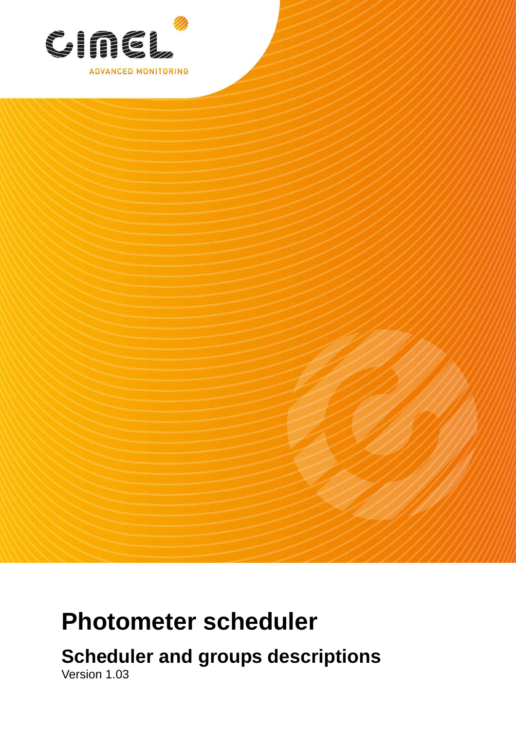CIMEL

ADVANCED MONITORING

# Photometer scheduler

## Scheduler and groups descriptions

Version 1.03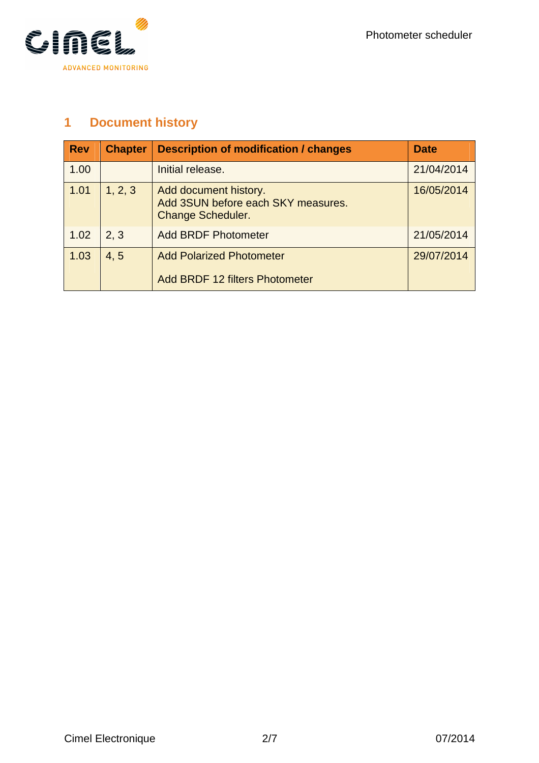# 1 Document history

| Rev | Chapter | Description of modification / changes | Date |
|---|---|---|---|
| 1.00 | | Initial release. | 21/04/2014 |
| 1.01 | 1, 2, 3 | Add document history.<br>Add 3SUN before each SKY measures.<br>Change Scheduler. | 16/05/2014 |
| 1.02 | 2, 3 | Add BRDF Photometer | 21/05/2014 |
| 1.03 | 4, 5 | Add Polarized Photometer<br><br>Add BRDF 12 filters Photometer | 29/07/2014 |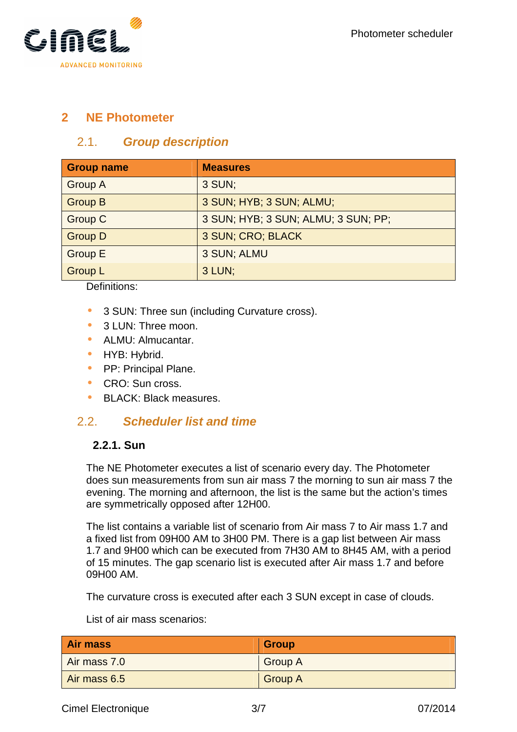# 2 NE Photometer

## 2.1. *Group description*

| Group name | Measures |
|---|---|
| Group A | 3 SUN; |
| Group B | 3 SUN; HYB; 3 SUN; ALMU; |
| Group C | 3 SUN; HYB; 3 SUN; ALMU; 3 SUN; PP; |
| Group D | 3 SUN; CRO; BLACK |
| Group E | 3 SUN; ALMU |
| Group L | 3 LUN; |

Definitions:

- 3 SUN: Three sun (including Curvature cross).
- 3 LUN: Three moon.
- ALMU: Almucantar.
- HYB: Hybrid.
- PP: Principal Plane.
- CRO: Sun cross.
- BLACK: Black measures.

## 2.2. *Scheduler list and time*

### 2.2.1. Sun

The NE Photometer executes a list of scenario every day. The Photometer does sun measurements from sun air mass 7 the morning to sun air mass 7 the evening. The morning and afternoon, the list is the same but the action's times are symmetrically opposed after 12H00.

The list contains a variable list of scenario from Air mass 7 to Air mass 1.7 and a fixed list from 09H00 AM to 3H00 PM. There is a gap list between Air mass 1.7 and 9H00 which can be executed from 7H30 AM to 8H45 AM, with a period of 15 minutes. The gap scenario list is executed after Air mass 1.7 and before 09H00 AM.

The curvature cross is executed after each 3 SUN except in case of clouds.

List of air mass scenarios:

| Air mass | Group |
|---|---|
| Air mass 7.0 | Group A |
| Air mass 6.5 | Group A |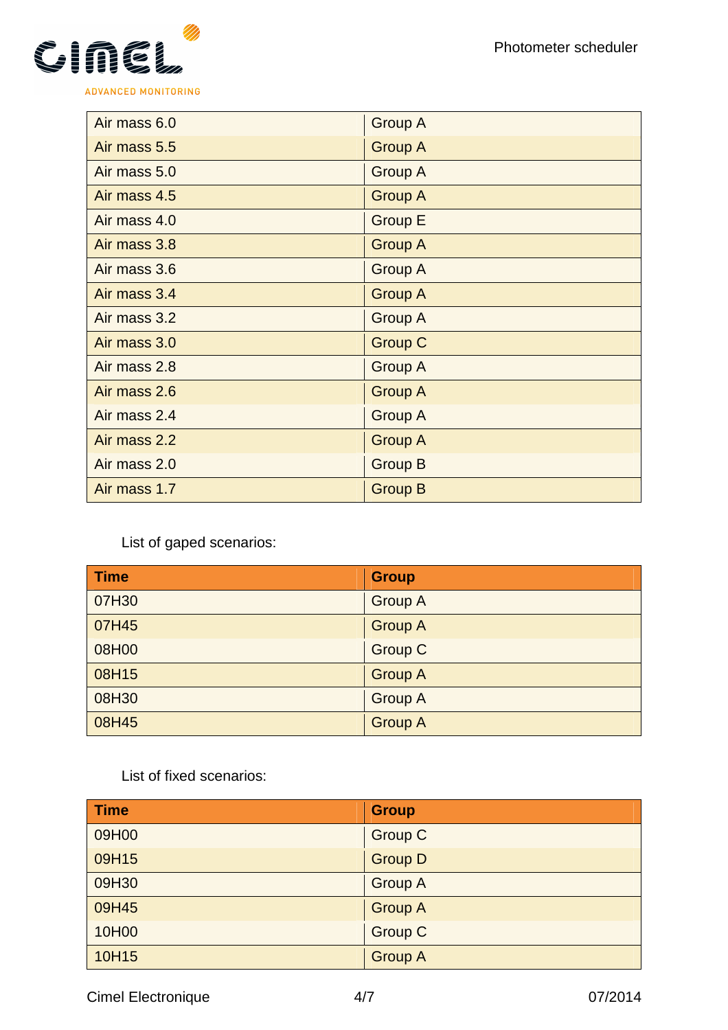| Air mass 6.0 | Group A |
|---|---|
| Air mass 5.5 | Group A |
| Air mass 5.0 | Group A |
| Air mass 4.5 | Group A |
| Air mass 4.0 | Group E |
| Air mass 3.8 | Group A |
| Air mass 3.6 | Group A |
| Air mass 3.4 | Group A |
| Air mass 3.2 | Group A |
| Air mass 3.0 | Group C |
| Air mass 2.8 | Group A |
| Air mass 2.6 | Group A |
| Air mass 2.4 | Group A |
| Air mass 2.2 | Group A |
| Air mass 2.0 | Group B |
| Air mass 1.7 | Group B |

List of gaped scenarios:

| Time | Group |
|---|---|
| 07H30 | Group A |
| 07H45 | Group A |
| 08H00 | Group C |
| 08H15 | Group A |
| 08H30 | Group A |
| 08H45 | Group A |

List of fixed scenarios:

| Time | Group |
|---|---|
| 09H00 | Group C |
| 09H15 | Group D |
| 09H30 | Group A |
| 09H45 | Group A |
| 10H00 | Group C |
| 10H15 | Group A |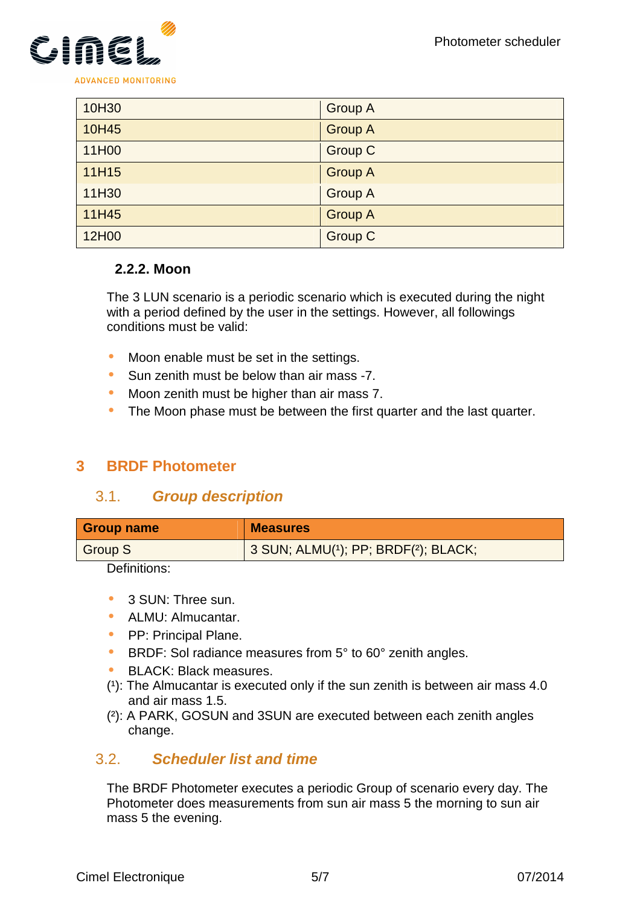| 10H30 | Group A |
|---|---|
| 10H45 | Group A |
| 11H00 | Group C |
| 11H15 | Group A |
| 11H30 | Group A |
| 11H45 | Group A |
| 12H00 | Group C |

#### 2.2.2. Moon

The 3 LUN scenario is a periodic scenario which is executed during the night with a period defined by the user in the settings. However, all followings conditions must be valid:

- Moon enable must be set in the settings.
- Sun zenith must be below than air mass -7.
- Moon zenith must be higher than air mass 7.
- The Moon phase must be between the first quarter and the last quarter.

# 3 BRDF Photometer

## 3.1. *Group description*

| Group name | Measures |
|---|---|
| Group S | 3 SUN; ALMU(1); PP; BRDF(2); BLACK; |

Definitions:

- 3 SUN: Three sun.
- ALMU: Almucantar.
- PP: Principal Plane.
- BRDF: Sol radiance measures from 5° to 60° zenith angles.
- BLACK: Black measures.

(1): The Almucantar is executed only if the sun zenith is between air mass 4.0 and air mass 1.5.

(2): A PARK, GOSUN and 3SUN are executed between each zenith angles change.

## 3.2. *Scheduler list and time*

The BRDF Photometer executes a periodic Group of scenario every day. The Photometer does measurements from sun air mass 5 the morning to sun air mass 5 the evening.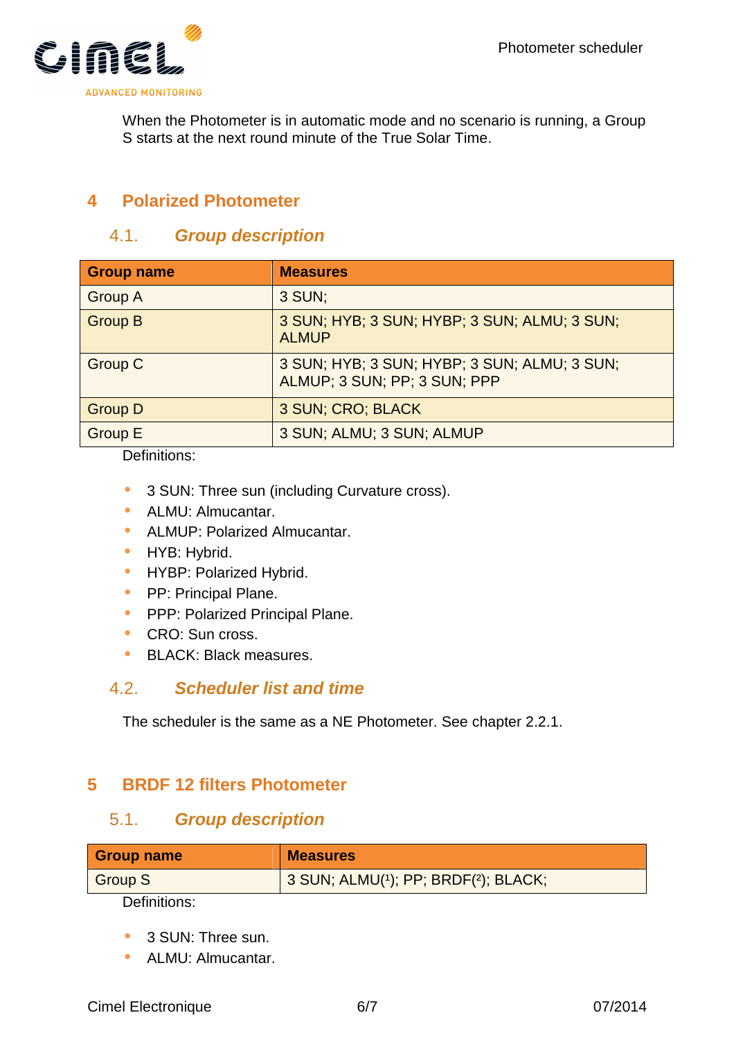When the Photometer is in automatic mode and no scenario is running, a Group S starts at the next round minute of the True Solar Time.

# 4 Polarized Photometer

## 4.1. *Group description*

| Group name | Measures |
|---|---|
| Group A | 3 SUN; |
| Group B | 3 SUN; HYB; 3 SUN; HYBP; 3 SUN; ALMU; 3 SUN; ALMUP |
| Group C | 3 SUN; HYB; 3 SUN; HYBP; 3 SUN; ALMU; 3 SUN; ALMUP; 3 SUN; PP; 3 SUN; PPP |
| Group D | 3 SUN; CRO; BLACK |
| Group E | 3 SUN; ALMU; 3 SUN; ALMUP |

Definitions:

- 3 SUN: Three sun (including Curvature cross).
- ALMU: Almucantar.
- ALMUP: Polarized Almucantar.
- HYB: Hybrid.
- HYBP: Polarized Hybrid.
- PP: Principal Plane.
- PPP: Polarized Principal Plane.
- CRO: Sun cross.
- BLACK: Black measures.

## 4.2. *Scheduler list and time*

The scheduler is the same as a NE Photometer. See chapter 2.2.1.

# 5 BRDF 12 filters Photometer

## 5.1. *Group description*

| Group name | Measures |
|---|---|
| Group S | 3 SUN; ALMU(1); PP; BRDF(2); BLACK; |

Definitions:

- 3 SUN: Three sun.
- ALMU: Almucantar.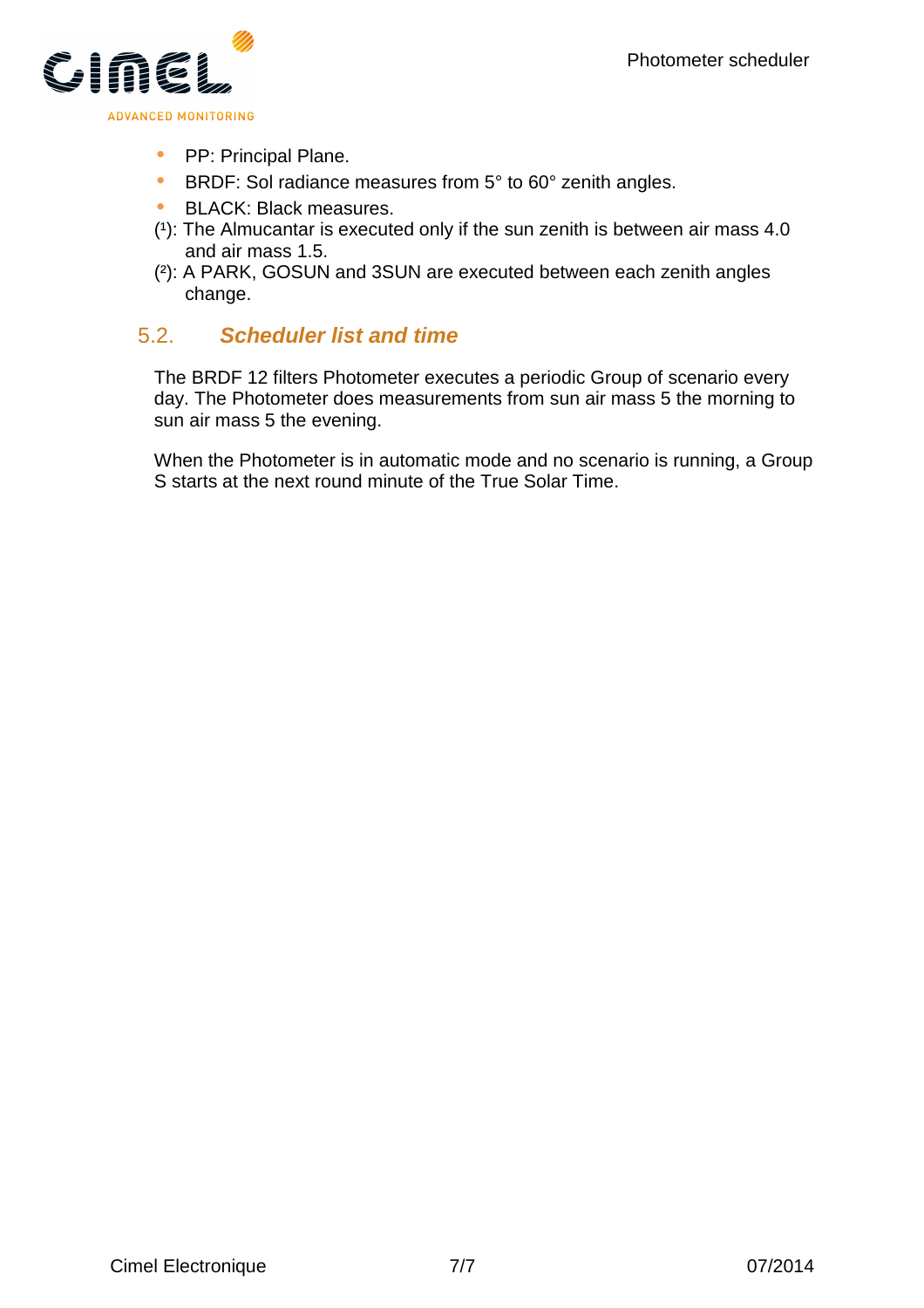- PP: Principal Plane.
- BRDF: Sol radiance measures from 5° to 60° zenith angles.
- BLACK: Black measures.

(1): The Almucantar is executed only if the sun zenith is between air mass 4.0 and air mass 1.5.

(2): A PARK, GOSUN and 3SUN are executed between each zenith angles change.

## 5.2. *Scheduler list and time*

The BRDF 12 filters Photometer executes a periodic Group of scenario every day. The Photometer does measurements from sun air mass 5 the morning to sun air mass 5 the evening.

When the Photometer is in automatic mode and no scenario is running, a Group S starts at the next round minute of the True Solar Time.